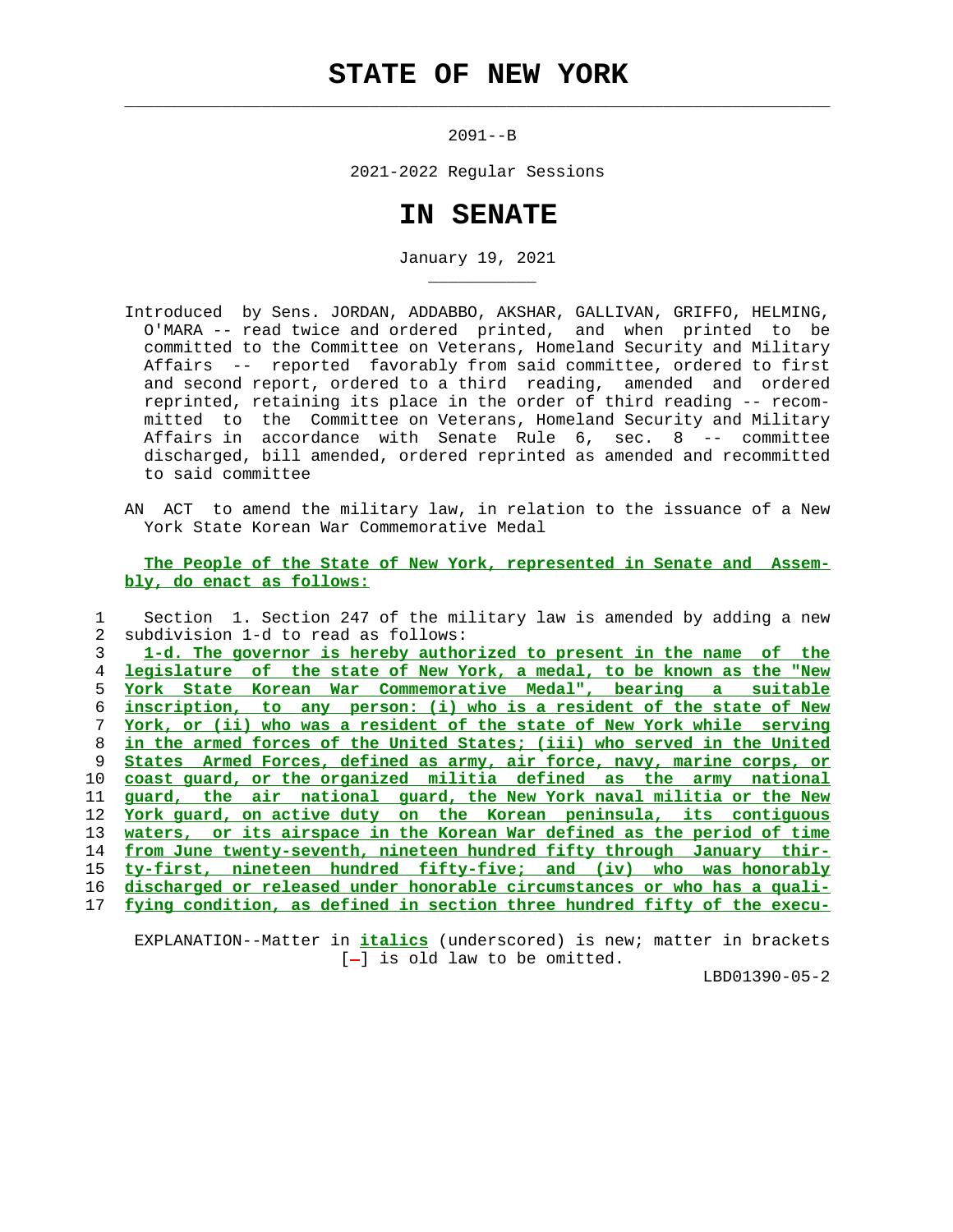# STATE OF NEW YORK

2091--B

2021-2022 Regular Sessions

# IN SENATE

January 19, 2021

Introduced by Sens. JORDAN, ADDABBO, AKSHAR, GALLIVAN, GRIFFO, HELMING, O'MARA -- read twice and ordered printed, and when printed to be committed to the Committee on Veterans, Homeland Security and Military Affairs -- reported favorably from said committee, ordered to first and second report, ordered to a third reading, amended and ordered reprinted, retaining its place in the order of third reading -- recommitted to the Committee on Veterans, Homeland Security and Military Affairs in accordance with Senate Rule 6, sec. 8 -- committee discharged, bill amended, ordered reprinted as amended and recommitted to said committee

AN ACT to amend the military law, in relation to the issuance of a New York State Korean War Commemorative Medal

**The People of the State of New York, represented in Senate and Assembly, do enact as follows:**

1 Section 1. Section 247 of the military law is amended by adding a new
2 subdivision 1-d to read as follows:
3 **1-d. The governor is hereby authorized to present in the name of the**
4 **legislature of the state of New York, a medal, to be known as the "New**
5 **York State Korean War Commemorative Medal", bearing a suitable**
6 **inscription, to any person: (i) who is a resident of the state of New**
7 **York, or (ii) who was a resident of the state of New York while serving**
8 **in the armed forces of the United States; (iii) who served in the United**
9 **States Armed Forces, defined as army, air force, navy, marine corps, or**
10 **coast guard, or the organized militia defined as the army national**
11 **guard, the air national guard, the New York naval militia or the New**
12 **York guard, on active duty on the Korean peninsula, its contiguous**
13 **waters, or its airspace in the Korean War defined as the period of time**
14 **from June twenty-seventh, nineteen hundred fifty through January thir-**
15 **ty-first, nineteen hundred fifty-five; and (iv) who was honorably**
16 **discharged or released under honorable circumstances or who has a quali-**
17 **fying condition, as defined in section three hundred fifty of the execu-**

EXPLANATION--Matter in ***italics*** (underscored) is new; matter in brackets [-] is old law to be omitted.

LBD01390-05-2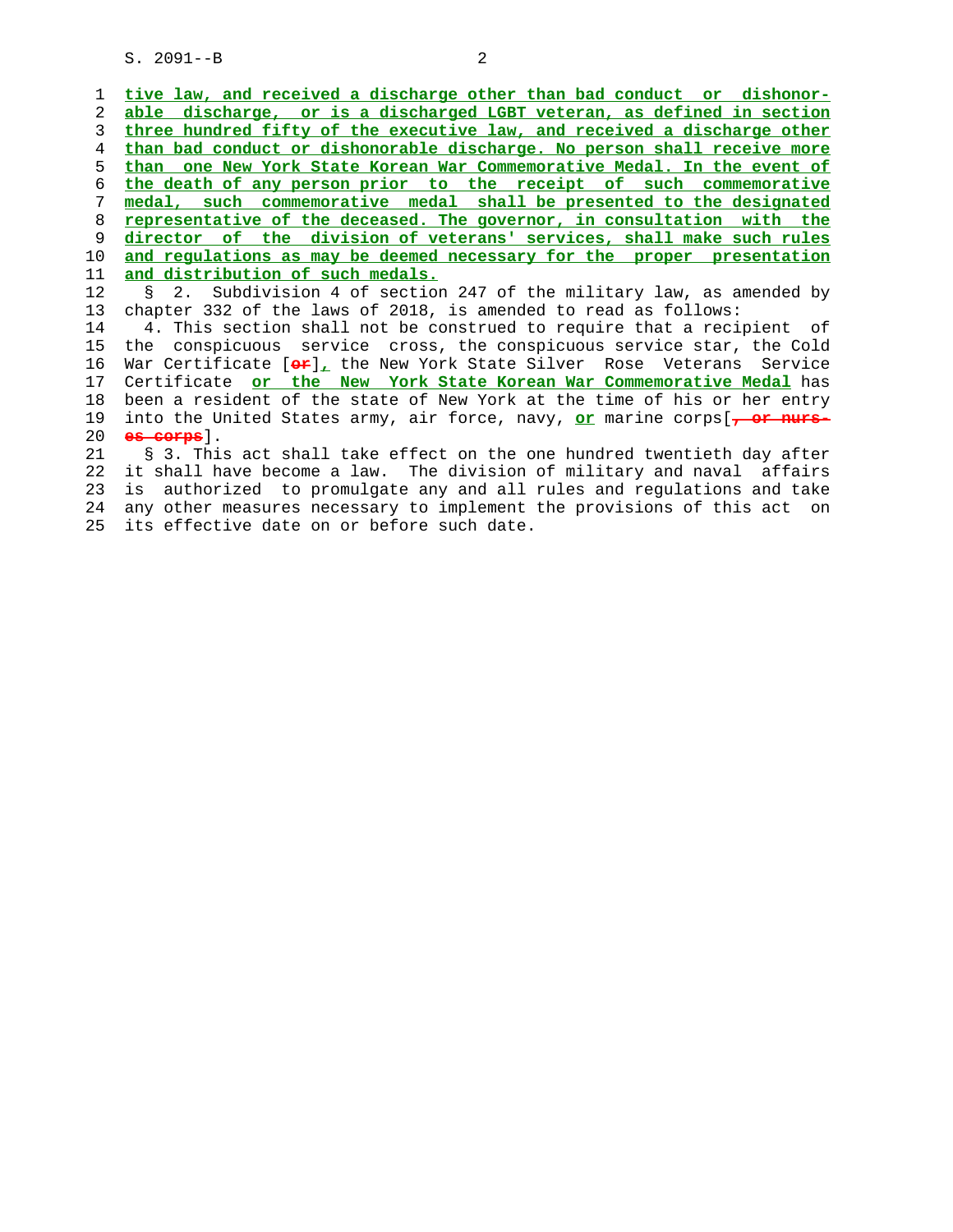tive law, and received a discharge other than bad conduct or dishonorable discharge, or is a discharged LGBT veteran, as defined in section three hundred fifty of the executive law, and received a discharge other than bad conduct or dishonorable discharge. No person shall receive more than one New York State Korean War Commemorative Medal. In the event of the death of any person prior to the receipt of such commemorative medal, such commemorative medal shall be presented to the designated representative of the deceased. The governor, in consultation with the director of the division of veterans' services, shall make such rules and regulations as may be deemed necessary for the proper presentation and distribution of such medals.

§ 2. Subdivision 4 of section 247 of the military law, as amended by chapter 332 of the laws of 2018, is amended to read as follows:

4. This section shall not be construed to require that a recipient of the conspicuous service cross, the conspicuous service star, the Cold War Certificate [or], the New York State Silver Rose Veterans Service Certificate or the New York State Korean War Commemorative Medal has been a resident of the state of New York at the time of his or her entry into the United States army, air force, navy, or marine corps[, or nurses corps].

§ 3. This act shall take effect on the one hundred twentieth day after it shall have become a law. The division of military and naval affairs is authorized to promulgate any and all rules and regulations and take any other measures necessary to implement the provisions of this act on its effective date on or before such date.